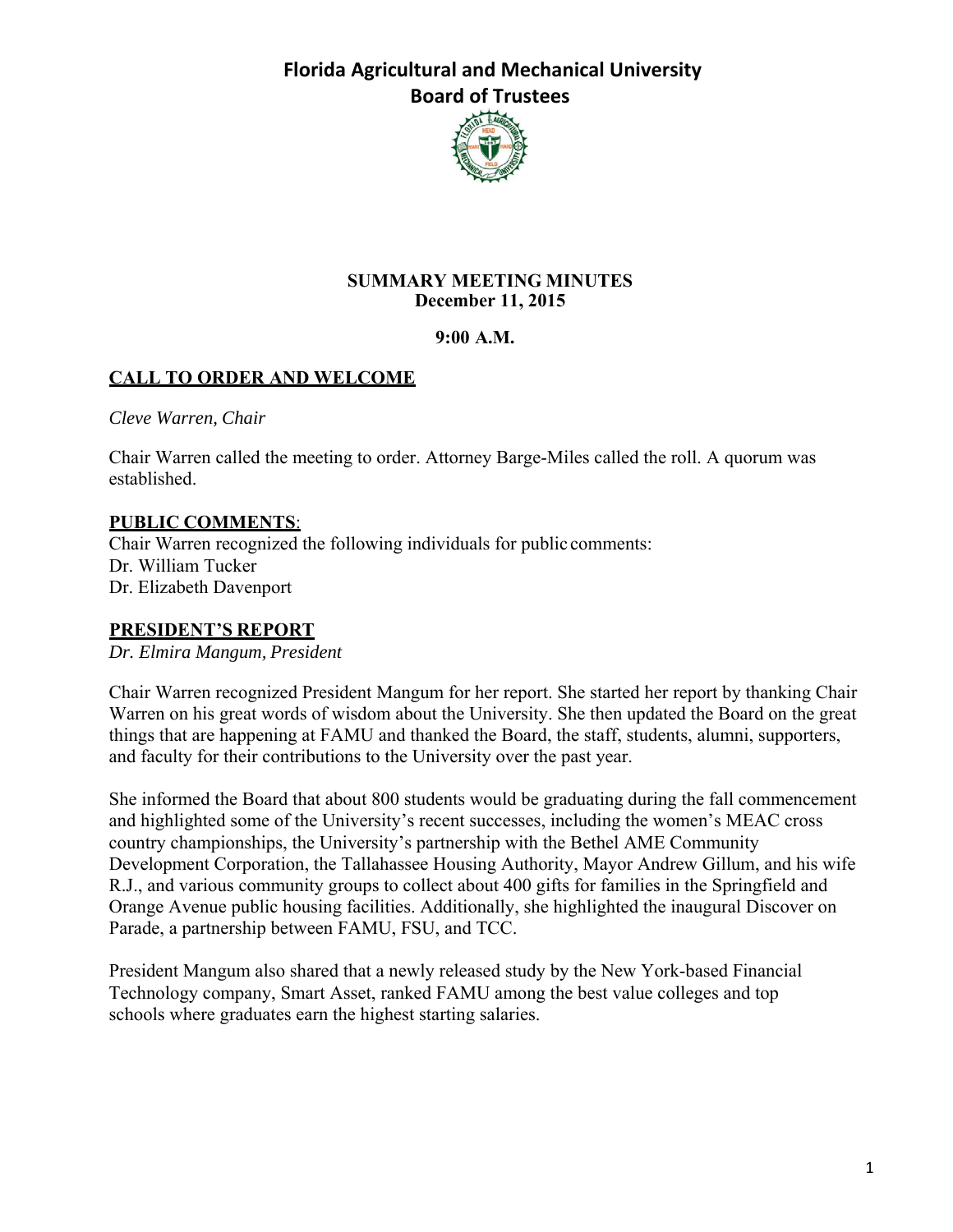# Florida Agricultural and Mechanical University Board of Trustees

**SUMMARY MEETING MINUTES**
**December 11, 2015**

**9:00 A.M.**

## CALL TO ORDER AND WELCOME

*Cleve Warren, Chair*

Chair Warren called the meeting to order. Attorney Barge-Miles called the roll. A quorum was established.

## PUBLIC COMMENTS:

Chair Warren recognized the following individuals for public comments:
Dr. William Tucker
Dr. Elizabeth Davenport

## PRESIDENT'S REPORT

*Dr. Elmira Mangum, President*

Chair Warren recognized President Mangum for her report. She started her report by thanking Chair Warren on his great words of wisdom about the University. She then updated the Board on the great things that are happening at FAMU and thanked the Board, the staff, students, alumni, supporters, and faculty for their contributions to the University over the past year.

She informed the Board that about 800 students would be graduating during the fall commencement and highlighted some of the University's recent successes, including the women's MEAC cross country championships, the University's partnership with the Bethel AME Community Development Corporation, the Tallahassee Housing Authority, Mayor Andrew Gillum, and his wife R.J., and various community groups to collect about 400 gifts for families in the Springfield and Orange Avenue public housing facilities. Additionally, she highlighted the inaugural Discover on Parade, a partnership between FAMU, FSU, and TCC.

President Mangum also shared that a newly released study by the New York-based Financial Technology company, Smart Asset, ranked FAMU among the best value colleges and top schools where graduates earn the highest starting salaries.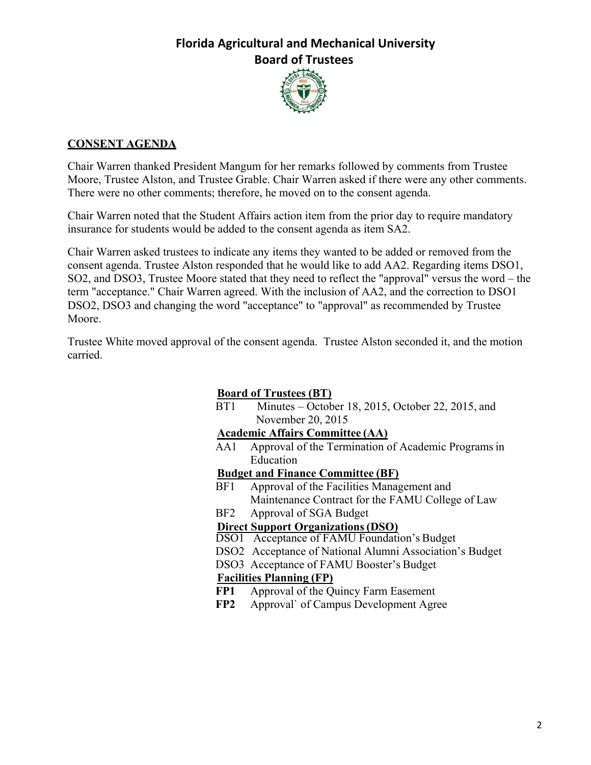**Florida Agricultural and Mechanical University**
**Board of Trustees**

## CONSENT AGENDA

Chair Warren thanked President Mangum for her remarks followed by comments from Trustee Moore, Trustee Alston, and Trustee Grable. Chair Warren asked if there were any other comments. There were no other comments; therefore, he moved on to the consent agenda.

Chair Warren noted that the Student Affairs action item from the prior day to require mandatory insurance for students would be added to the consent agenda as item SA2.

Chair Warren asked trustees to indicate any items they wanted to be added or removed from the consent agenda. Trustee Alston responded that he would like to add AA2. Regarding items DSO1, SO2, and DSO3, Trustee Moore stated that they need to reflect the "approval" versus the word – the term "acceptance." Chair Warren agreed. With the inclusion of AA2, and the correction to DSO1 DSO2, DSO3 and changing the word "acceptance" to "approval" as recommended by Trustee Moore.

Trustee White moved approval of the consent agenda. Trustee Alston seconded it, and the motion carried.

**Board of Trustees (BT)**

- BT1 Minutes – October 18, 2015, October 22, 2015, and November 20, 2015

**Academic Affairs Committee (AA)**

- AA1 Approval of the Termination of Academic Programs in Education

**Budget and Finance Committee (BF)**

- BF1 Approval of the Facilities Management and Maintenance Contract for the FAMU College of Law
- BF2 Approval of SGA Budget

**Direct Support Organizations (DSO)**

- DSO1 Acceptance of FAMU Foundation's Budget
- DSO2 Acceptance of National Alumni Association's Budget
- DSO3 Acceptance of FAMU Booster's Budget

**Facilities Planning (FP)**

- **FP1** Approval of the Quincy Farm Easement
- **FP2** Approval` of Campus Development Agree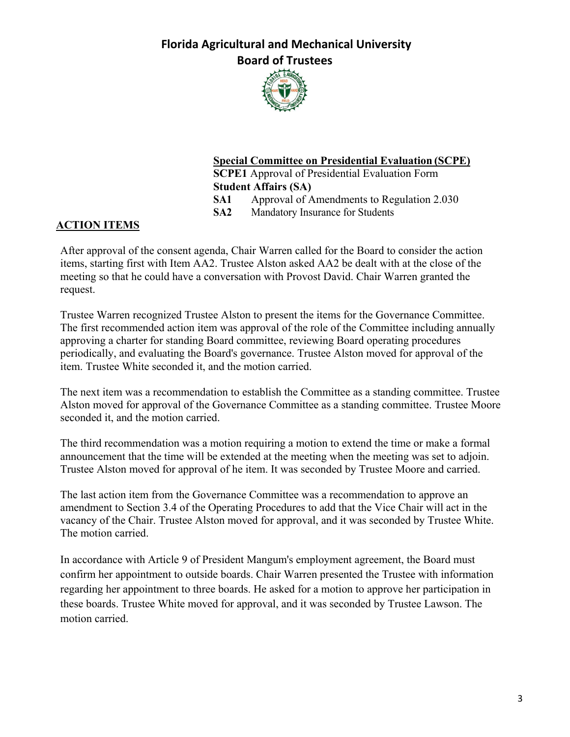# Florida Agricultural and Mechanical University
## Board of Trustees

**Special Committee on Presidential Evaluation (SCPE)**

**SCPE1** Approval of Presidential Evaluation Form

**Student Affairs (SA)**

**SA1** Approval of Amendments to Regulation 2.030

**SA2** Mandatory Insurance for Students

**ACTION ITEMS**

After approval of the consent agenda, Chair Warren called for the Board to consider the action items, starting first with Item AA2. Trustee Alston asked AA2 be dealt with at the close of the meeting so that he could have a conversation with Provost David. Chair Warren granted the request.

Trustee Warren recognized Trustee Alston to present the items for the Governance Committee. The first recommended action item was approval of the role of the Committee including annually approving a charter for standing Board committee, reviewing Board operating procedures periodically, and evaluating the Board's governance. Trustee Alston moved for approval of the item. Trustee White seconded it, and the motion carried.

The next item was a recommendation to establish the Committee as a standing committee. Trustee Alston moved for approval of the Governance Committee as a standing committee. Trustee Moore seconded it, and the motion carried.

The third recommendation was a motion requiring a motion to extend the time or make a formal announcement that the time will be extended at the meeting when the meeting was set to adjoin. Trustee Alston moved for approval of he item. It was seconded by Trustee Moore and carried.

The last action item from the Governance Committee was a recommendation to approve an amendment to Section 3.4 of the Operating Procedures to add that the Vice Chair will act in the vacancy of the Chair. Trustee Alston moved for approval, and it was seconded by Trustee White. The motion carried.

In accordance with Article 9 of President Mangum's employment agreement, the Board must confirm her appointment to outside boards. Chair Warren presented the Trustee with information regarding her appointment to three boards. He asked for a motion to approve her participation in these boards. Trustee White moved for approval, and it was seconded by Trustee Lawson. The motion carried.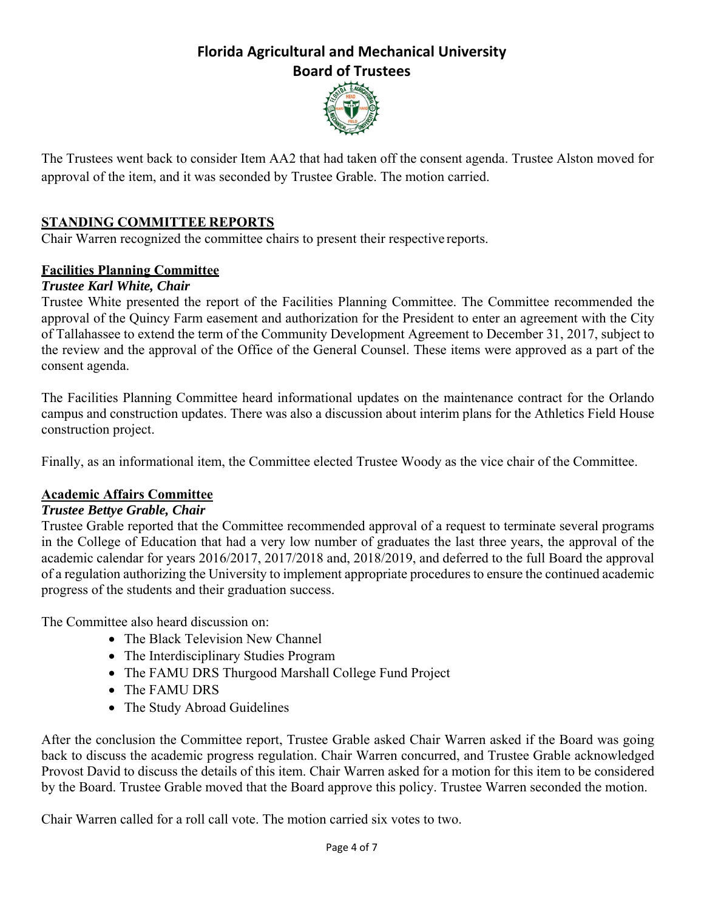The Trustees went back to consider Item AA2 that had taken off the consent agenda. Trustee Alston moved for approval of the item, and it was seconded by Trustee Grable. The motion carried.

## STANDING COMMITTEE REPORTS

Chair Warren recognized the committee chairs to present their respective reports.

### Facilities Planning Committee

***Trustee Karl White, Chair***

Trustee White presented the report of the Facilities Planning Committee. The Committee recommended the approval of the Quincy Farm easement and authorization for the President to enter an agreement with the City of Tallahassee to extend the term of the Community Development Agreement to December 31, 2017, subject to the review and the approval of the Office of the General Counsel. These items were approved as a part of the consent agenda.

The Facilities Planning Committee heard informational updates on the maintenance contract for the Orlando campus and construction updates. There was also a discussion about interim plans for the Athletics Field House construction project.

Finally, as an informational item, the Committee elected Trustee Woody as the vice chair of the Committee.

### Academic Affairs Committee

***Trustee Bettye Grable, Chair***

Trustee Grable reported that the Committee recommended approval of a request to terminate several programs in the College of Education that had a very low number of graduates the last three years, the approval of the academic calendar for years 2016/2017, 2017/2018 and, 2018/2019, and deferred to the full Board the approval of a regulation authorizing the University to implement appropriate procedures to ensure the continued academic progress of the students and their graduation success.

The Committee also heard discussion on:

- The Black Television New Channel
- The Interdisciplinary Studies Program
- The FAMU DRS Thurgood Marshall College Fund Project
- The FAMU DRS
- The Study Abroad Guidelines

After the conclusion the Committee report, Trustee Grable asked Chair Warren asked if the Board was going back to discuss the academic progress regulation. Chair Warren concurred, and Trustee Grable acknowledged Provost David to discuss the details of this item. Chair Warren asked for a motion for this item to be considered by the Board. Trustee Grable moved that the Board approve this policy. Trustee Warren seconded the motion.

Chair Warren called for a roll call vote. The motion carried six votes to two.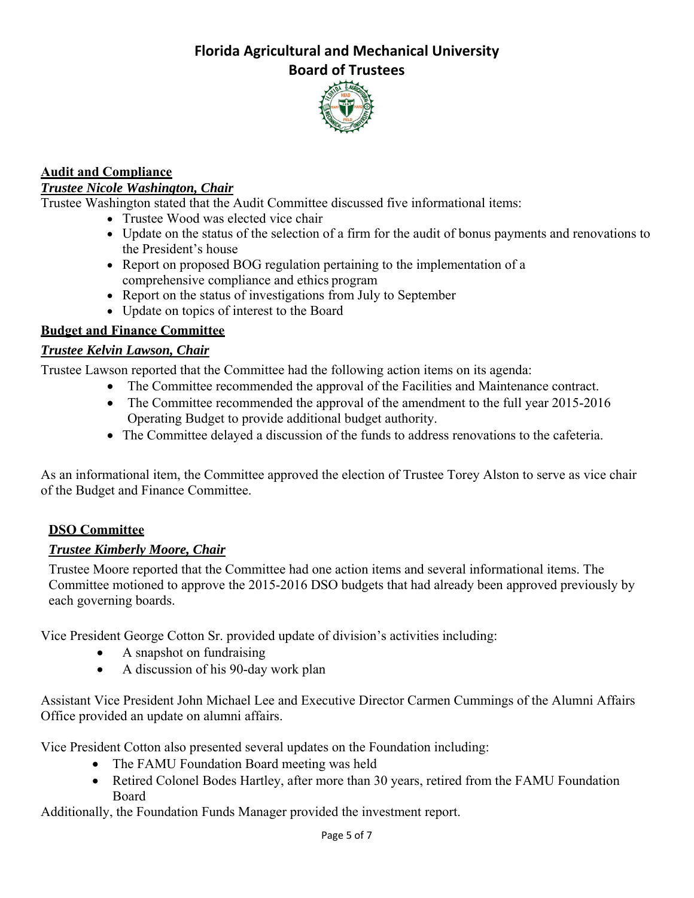# Florida Agricultural and Mechanical University
## Board of Trustees

**Audit and Compliance**

***Trustee Nicole Washington, Chair***

Trustee Washington stated that the Audit Committee discussed five informational items:

- Trustee Wood was elected vice chair
- Update on the status of the selection of a firm for the audit of bonus payments and renovations to the President's house
- Report on proposed BOG regulation pertaining to the implementation of a comprehensive compliance and ethics program
- Report on the status of investigations from July to September
- Update on topics of interest to the Board

**Budget and Finance Committee**

***Trustee Kelvin Lawson, Chair***

Trustee Lawson reported that the Committee had the following action items on its agenda:

- The Committee recommended the approval of the Facilities and Maintenance contract.
- The Committee recommended the approval of the amendment to the full year 2015-2016 Operating Budget to provide additional budget authority.
- The Committee delayed a discussion of the funds to address renovations to the cafeteria.

As an informational item, the Committee approved the election of Trustee Torey Alston to serve as vice chair of the Budget and Finance Committee.

**DSO Committee**

***Trustee Kimberly Moore, Chair***

Trustee Moore reported that the Committee had one action items and several informational items. The Committee motioned to approve the 2015-2016 DSO budgets that had already been approved previously by each governing boards.

Vice President George Cotton Sr. provided update of division's activities including:

- A snapshot on fundraising
- A discussion of his 90-day work plan

Assistant Vice President John Michael Lee and Executive Director Carmen Cummings of the Alumni Affairs Office provided an update on alumni affairs.

Vice President Cotton also presented several updates on the Foundation including:

- The FAMU Foundation Board meeting was held
- Retired Colonel Bodes Hartley, after more than 30 years, retired from the FAMU Foundation Board

Additionally, the Foundation Funds Manager provided the investment report.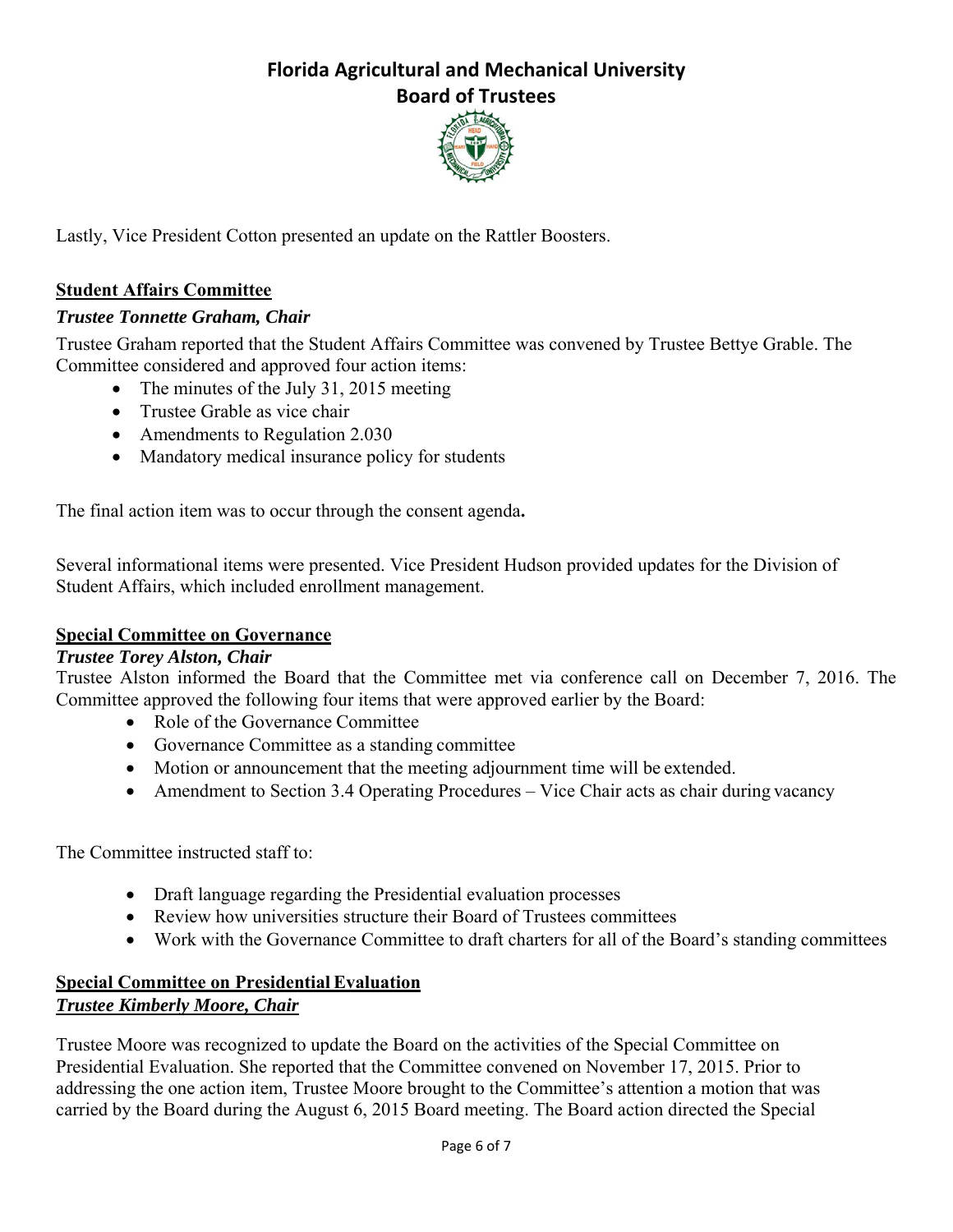Lastly, Vice President Cotton presented an update on the Rattler Boosters.

## Student Affairs Committee

***Trustee Tonnette Graham, Chair***

Trustee Graham reported that the Student Affairs Committee was convened by Trustee Bettye Grable. The Committee considered and approved four action items:

- The minutes of the July 31, 2015 meeting
- Trustee Grable as vice chair
- Amendments to Regulation 2.030
- Mandatory medical insurance policy for students

The final action item was to occur through the consent agenda**.**

Several informational items were presented. Vice President Hudson provided updates for the Division of Student Affairs, which included enrollment management.

## Special Committee on Governance

***Trustee Torey Alston, Chair***

Trustee Alston informed the Board that the Committee met via conference call on December 7, 2016. The Committee approved the following four items that were approved earlier by the Board:

- Role of the Governance Committee
- Governance Committee as a standing committee
- Motion or announcement that the meeting adjournment time will be extended.
- Amendment to Section 3.4 Operating Procedures – Vice Chair acts as chair during vacancy

The Committee instructed staff to:

- Draft language regarding the Presidential evaluation processes
- Review how universities structure their Board of Trustees committees
- Work with the Governance Committee to draft charters for all of the Board's standing committees

## Special Committee on Presidential Evaluation

***Trustee Kimberly Moore, Chair***

Trustee Moore was recognized to update the Board on the activities of the Special Committee on Presidential Evaluation. She reported that the Committee convened on November 17, 2015. Prior to addressing the one action item, Trustee Moore brought to the Committee's attention a motion that was carried by the Board during the August 6, 2015 Board meeting. The Board action directed the Special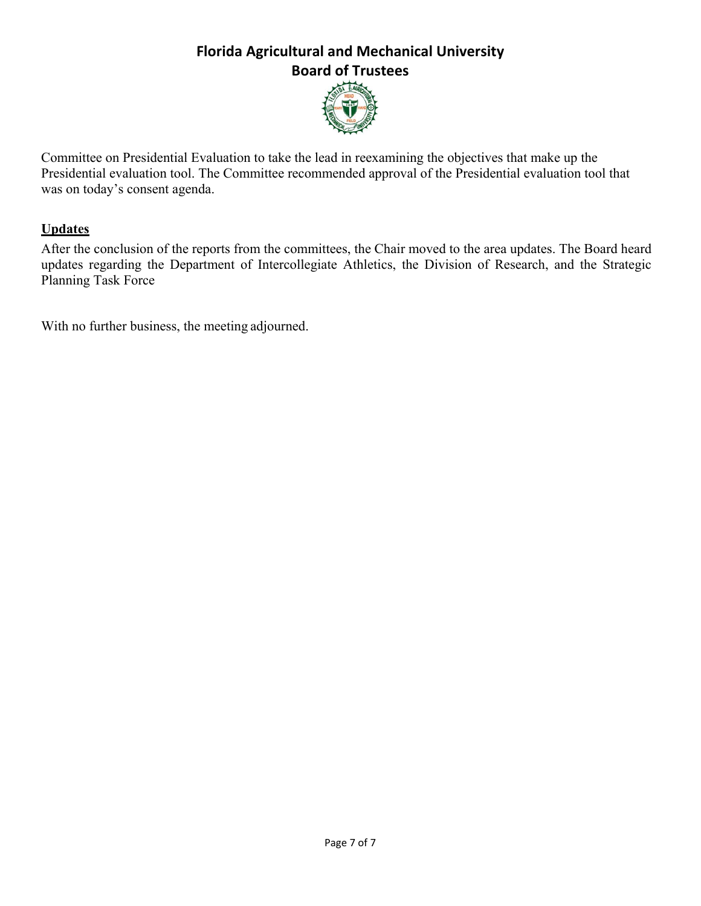Committee on Presidential Evaluation to take the lead in reexamining the objectives that make up the Presidential evaluation tool. The Committee recommended approval of the Presidential evaluation tool that was on today's consent agenda.

## Updates

After the conclusion of the reports from the committees, the Chair moved to the area updates. The Board heard updates regarding the Department of Intercollegiate Athletics, the Division of Research, and the Strategic Planning Task Force

With no further business, the meeting adjourned.